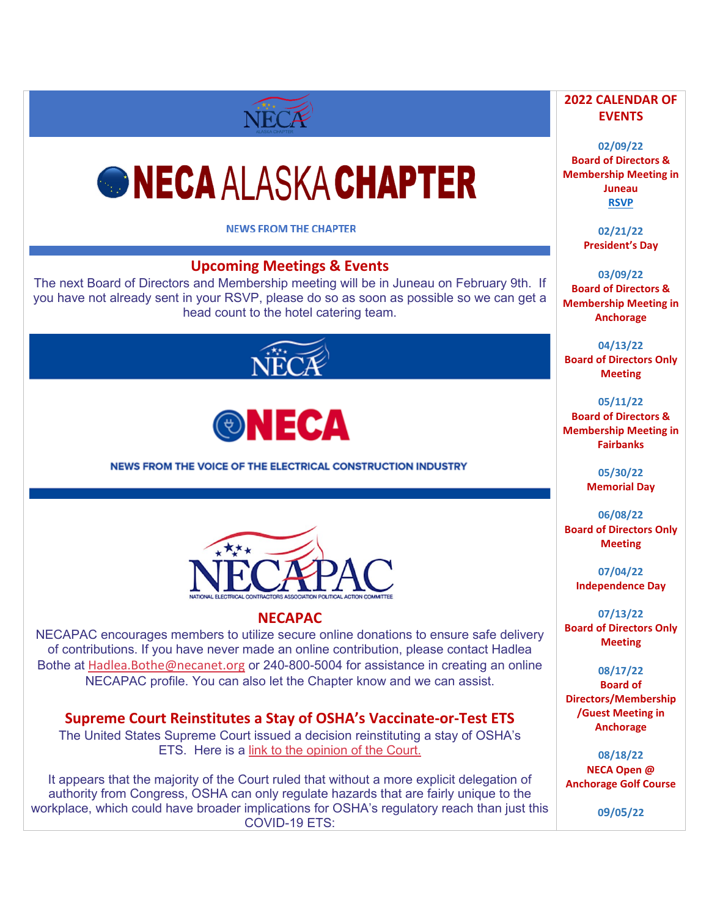# NECA ALASKA CHAPTER

NEWS FROM THE CHAPTER

## Upcoming Meetings & Events

The next Board of Directors and Membership meeting will be in Juneau on February 9th. If you have not already sent in your RSVP, please do so as soon as possible so we can get a head count to the hotel catering team.

# NECA

NEWS FROM THE VOICE OF THE ELECTRICAL CONSTRUCTION INDUSTRY

NECAPAC

NATIONAL ELECTRICAL CONTRACTORS ASSOCIATION POLITICAL ACTION COMMITTEE

## NECAPAC

NECAPAC encourages members to utilize secure online donations to ensure safe delivery of contributions. If you have never made an online contribution, please contact Hadlea Bothe at Hadlea.Bothe@necanet.org or 240-800-5004 for assistance in creating an online NECAPAC profile. You can also let the Chapter know and we can assist.

## Supreme Court Reinstitutes a Stay of OSHA's Vaccinate-or-Test ETS

The United States Supreme Court issued a decision reinstituting a stay of OSHA's ETS. Here is a link to the opinion of the Court.

It appears that the majority of the Court ruled that without a more explicit delegation of authority from Congress, OSHA can only regulate hazards that are fairly unique to the workplace, which could have broader implications for OSHA's regulatory reach than just this COVID-19 ETS:

## 2022 CALENDAR OF EVENTS

**02/09/22**
Board of Directors & Membership Meeting in Juneau
RSVP

**02/21/22**
President's Day

**03/09/22**
Board of Directors & Membership Meeting in Anchorage

**04/13/22**
Board of Directors Only Meeting

**05/11/22**
Board of Directors & Membership Meeting in Fairbanks

**05/30/22**
Memorial Day

**06/08/22**
Board of Directors Only Meeting

**07/04/22**
Independence Day

**07/13/22**
Board of Directors Only Meeting

**08/17/22**
Board of Directors/Membership /Guest Meeting in Anchorage

**08/18/22**
NECA Open @ Anchorage Golf Course

**09/05/22**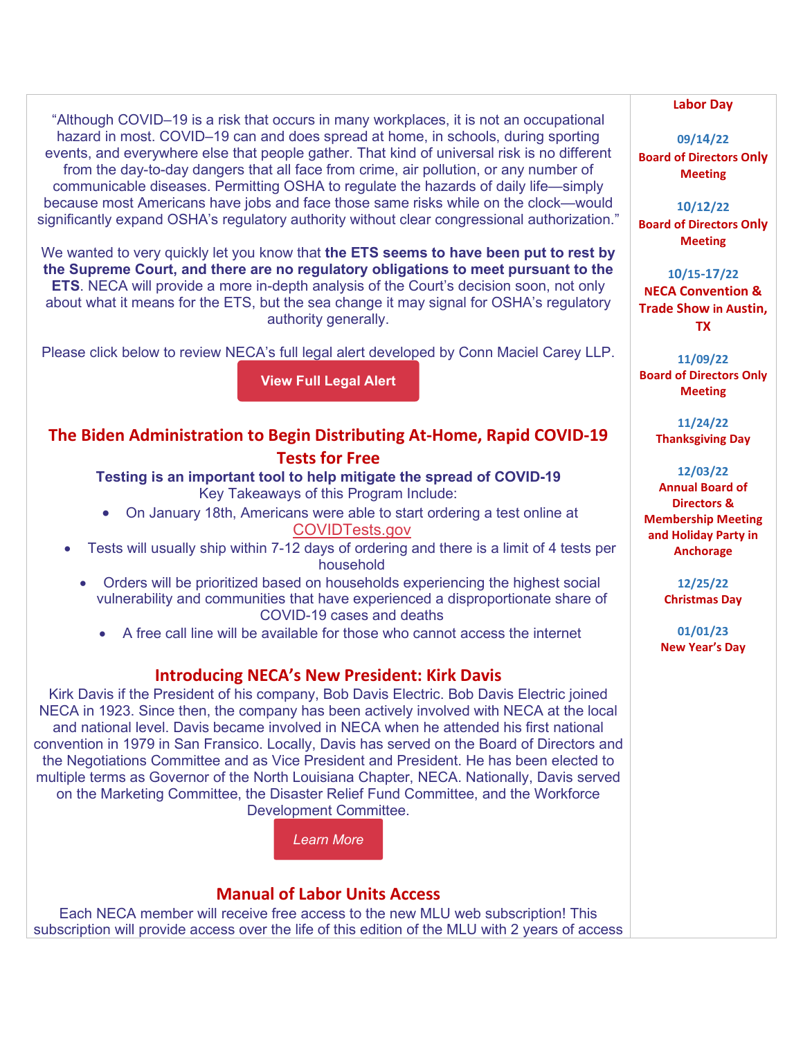"Although COVID–19 is a risk that occurs in many workplaces, it is not an occupational hazard in most. COVID–19 can and does spread at home, in schools, during sporting events, and everywhere else that people gather. That kind of universal risk is no different from the day-to-day dangers that all face from crime, air pollution, or any number of communicable diseases. Permitting OSHA to regulate the hazards of daily life—simply because most Americans have jobs and face those same risks while on the clock—would significantly expand OSHA's regulatory authority without clear congressional authorization."

We wanted to very quickly let you know that **the ETS seems to have been put to rest by the Supreme Court, and there are no regulatory obligations to meet pursuant to the ETS**. NECA will provide a more in-depth analysis of the Court's decision soon, not only about what it means for the ETS, but the sea change it may signal for OSHA's regulatory authority generally.

Please click below to review NECA's full legal alert developed by Conn Maciel Carey LLP.

**View Full Legal Alert**

## The Biden Administration to Begin Distributing At-Home, Rapid COVID-19 Tests for Free

**Testing is an important tool to help mitigate the spread of COVID-19**

Key Takeaways of this Program Include:

- On January 18th, Americans were able to start ordering a test online at COVIDTests.gov
- Tests will usually ship within 7-12 days of ordering and there is a limit of 4 tests per household
- Orders will be prioritized based on households experiencing the highest social vulnerability and communities that have experienced a disproportionate share of COVID-19 cases and deaths
- A free call line will be available for those who cannot access the internet

## Introducing NECA's New President: Kirk Davis

Kirk Davis if the President of his company, Bob Davis Electric. Bob Davis Electric joined NECA in 1923. Since then, the company has been actively involved with NECA at the local and national level. Davis became involved in NECA when he attended his first national convention in 1979 in San Fransico. Locally, Davis has served on the Board of Directors and the Negotiations Committee and as Vice President and President. He has been elected to multiple terms as Governor of the North Louisiana Chapter, NECA. Nationally, Davis served on the Marketing Committee, the Disaster Relief Fund Committee, and the Workforce Development Committee.

*Learn More*

## Manual of Labor Units Access

Each NECA member will receive free access to the new MLU web subscription! This subscription will provide access over the life of this edition of the MLU with 2 years of access

**Labor Day**

**09/14/22**
**Board of Directors Only Meeting**

**10/12/22**
**Board of Directors Only Meeting**

**10/15-17/22**
**NECA Convention & Trade Show in Austin, TX**

**11/09/22**
**Board of Directors Only Meeting**

**11/24/22**
**Thanksgiving Day**

**12/03/22**
**Annual Board of Directors & Membership Meeting and Holiday Party in Anchorage**

**12/25/22**
**Christmas Day**

**01/01/23**
**New Year's Day**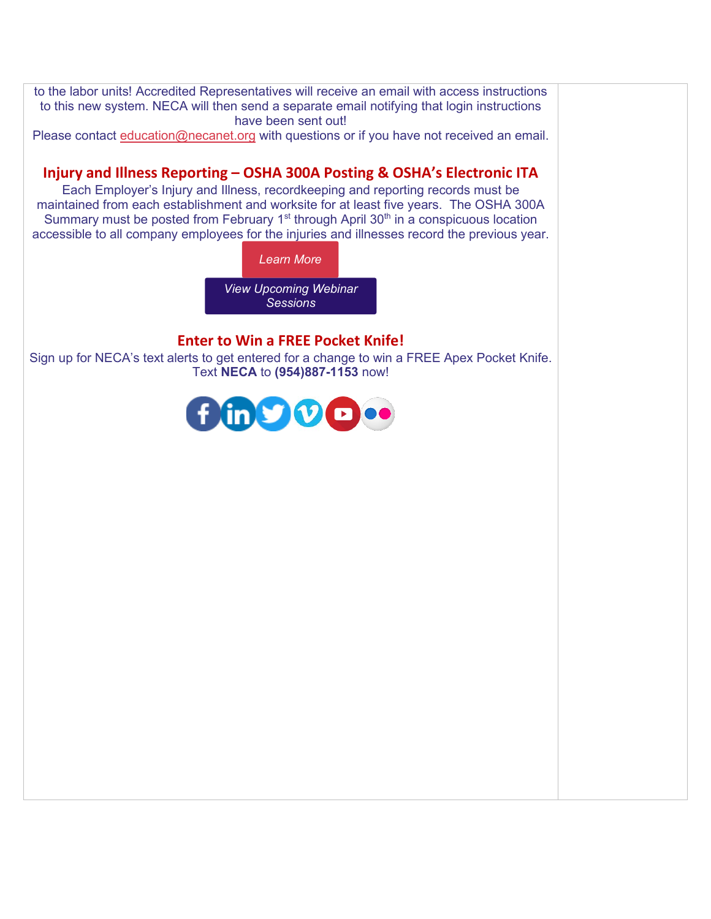to the labor units! Accredited Representatives will receive an email with access instructions to this new system. NECA will then send a separate email notifying that login instructions have been sent out!

Please contact education@necanet.org with questions or if you have not received an email.

## Injury and Illness Reporting – OSHA 300A Posting & OSHA's Electronic ITA

Each Employer's Injury and Illness, recordkeeping and reporting records must be maintained from each establishment and worksite for at least five years. The OSHA 300A Summary must be posted from February 1st through April 30th in a conspicuous location accessible to all company employees for the injuries and illnesses record the previous year.

*Learn More*

*View Upcoming Webinar Sessions*

## Enter to Win a FREE Pocket Knife!

Sign up for NECA's text alerts to get entered for a change to win a FREE Apex Pocket Knife. Text **NECA** to **(954)887-1153** now!